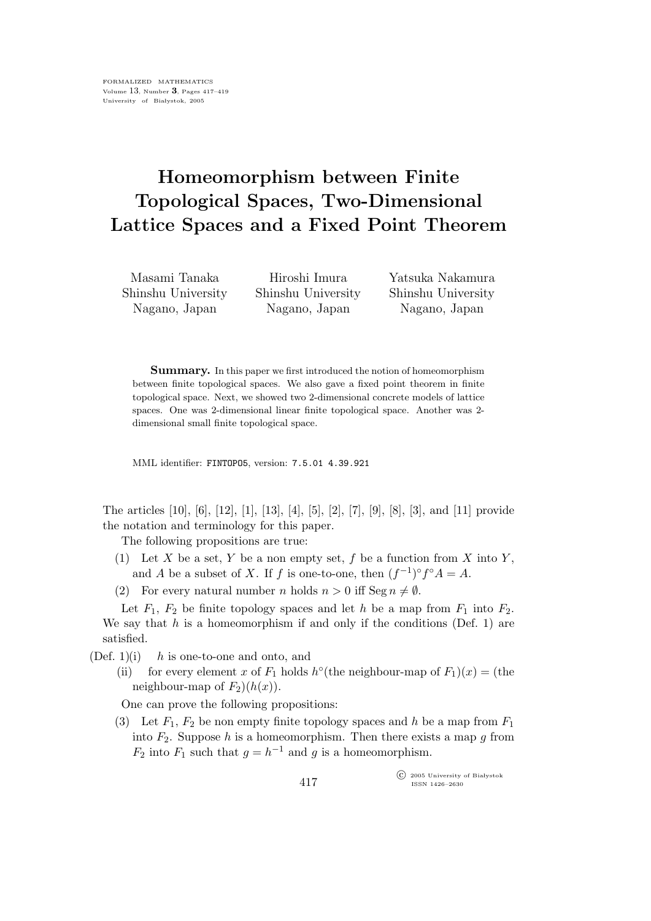# Homeomorphism between Finite Topological Spaces, Two-Dimensional Lattice Spaces and a Fixed Point Theorem

Masami Tanaka
Shinshu University
Nagano, Japan

Hiroshi Imura
Shinshu University
Nagano, Japan

Yatsuka Nakamura
Shinshu University
Nagano, Japan

**Summary.** In this paper we first introduced the notion of homeomorphism between finite topological spaces. We also gave a fixed point theorem in finite topological space. Next, we showed two 2-dimensional concrete models of lattice spaces. One was 2-dimensional linear finite topological space. Another was 2-dimensional small finite topological space.

MML identifier: FINTOPO5, version: 7.5.01 4.39.921

The articles [10], [6], [12], [1], [13], [4], [5], [2], [7], [9], [8], [3], and [11] provide the notation and terminology for this paper.

The following propositions are true:

(1) Let $X$ be a set, $Y$ be a non empty set, $f$ be a function from $X$ into $Y$, and $A$ be a subset of $X$. If $f$ is one-to-one, then $(f^{-1})^{\circ} f^{\circ} A = A$.

(2) For every natural number $n$ holds $n > 0$ iff $\operatorname{Seg} n \neq \emptyset$.

Let $F_1$, $F_2$ be finite topology spaces and let $h$ be a map from $F_1$ into $F_2$. We say that $h$ is a homeomorphism if and only if the conditions (Def. 1) are satisfied.

(Def. 1)(i) $h$ is one-to-one and onto, and

(ii) for every element $x$ of $F_1$ holds $h^{\circ}$(the neighbour-map of $F_1$)$(x)$ = (the neighbour-map of $F_2$)$(h(x))$.

One can prove the following propositions:

(3) Let $F_1$, $F_2$ be non empty finite topology spaces and $h$ be a map from $F_1$ into $F_2$. Suppose $h$ is a homeomorphism. Then there exists a map $g$ from $F_2$ into $F_1$ such that $g = h^{-1}$ and $g$ is a homeomorphism.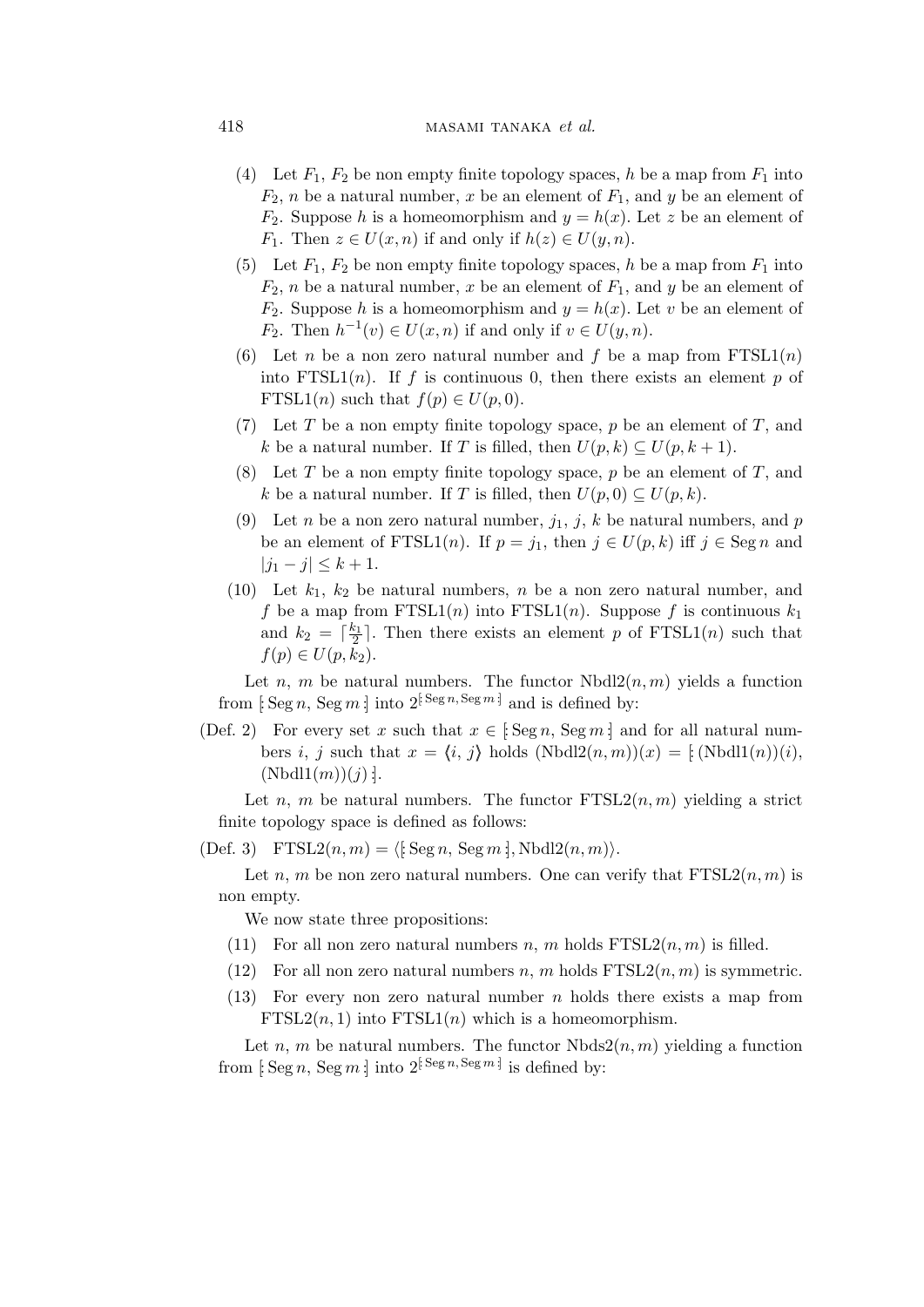(4) Let $F_1$, $F_2$ be non empty finite topology spaces, $h$ be a map from $F_1$ into $F_2$, $n$ be a natural number, $x$ be an element of $F_1$, and $y$ be an element of $F_2$. Suppose $h$ is a homeomorphism and $y = h(x)$. Let $z$ be an element of $F_1$. Then $z \in U(x, n)$ if and only if $h(z) \in U(y, n)$.

(5) Let $F_1$, $F_2$ be non empty finite topology spaces, $h$ be a map from $F_1$ into $F_2$, $n$ be a natural number, $x$ be an element of $F_1$, and $y$ be an element of $F_2$. Suppose $h$ is a homeomorphism and $y = h(x)$. Let $v$ be an element of $F_2$. Then $h^{-1}(v) \in U(x, n)$ if and only if $v \in U(y, n)$.

(6) Let $n$ be a non zero natural number and $f$ be a map from $\mathrm{FTSL1}(n)$ into $\mathrm{FTSL1}(n)$. If $f$ is continuous 0, then there exists an element $p$ of $\mathrm{FTSL1}(n)$ such that $f(p) \in U(p, 0)$.

(7) Let $T$ be a non empty finite topology space, $p$ be an element of $T$, and $k$ be a natural number. If $T$ is filled, then $U(p, k) \subseteq U(p, k + 1)$.

(8) Let $T$ be a non empty finite topology space, $p$ be an element of $T$, and $k$ be a natural number. If $T$ is filled, then $U(p, 0) \subseteq U(p, k)$.

(9) Let $n$ be a non zero natural number, $j_1$, $j$, $k$ be natural numbers, and $p$ be an element of $\mathrm{FTSL1}(n)$. If $p = j_1$, then $j \in U(p, k)$ iff $j \in \mathrm{Seg}\, n$ and $|j_1 - j| \leq k + 1$.

(10) Let $k_1$, $k_2$ be natural numbers, $n$ be a non zero natural number, and $f$ be a map from $\mathrm{FTSL1}(n)$ into $\mathrm{FTSL1}(n)$. Suppose $f$ is continuous $k_1$ and $k_2 = \lceil \frac{k_1}{2} \rceil$. Then there exists an element $p$ of $\mathrm{FTSL1}(n)$ such that $f(p) \in U(p, k_2)$.

Let $n$, $m$ be natural numbers. The functor $\mathrm{Nbdl2}(n, m)$ yields a function from $[\!:\mathrm{Seg}\, n, \mathrm{Seg}\, m:\!]$ into $2^{[:\mathrm{Seg}\, n, \mathrm{Seg}\, m:]}$ and is defined by:

(Def. 2) For every set $x$ such that $x \in [\!:\mathrm{Seg}\, n, \mathrm{Seg}\, m:\!]$ and for all natural numbers $i$, $j$ such that $x = \langle i, j \rangle$ holds $(\mathrm{Nbdl2}(n, m))(x) = [\!:(\mathrm{Nbdl1}(n))(i), (\mathrm{Nbdl1}(m))(j):\!]$.

Let $n$, $m$ be natural numbers. The functor $\mathrm{FTSL2}(n, m)$ yielding a strict finite topology space is defined as follows:

(Def. 3) $\mathrm{FTSL2}(n, m) = \langle [\!:\mathrm{Seg}\, n, \mathrm{Seg}\, m:\!], \mathrm{Nbdl2}(n, m) \rangle$.

Let $n$, $m$ be non zero natural numbers. One can verify that $\mathrm{FTSL2}(n, m)$ is non empty.

We now state three propositions:

(11) For all non zero natural numbers $n$, $m$ holds $\mathrm{FTSL2}(n, m)$ is filled.

(12) For all non zero natural numbers $n$, $m$ holds $\mathrm{FTSL2}(n, m)$ is symmetric.

(13) For every non zero natural number $n$ holds there exists a map from $\mathrm{FTSL2}(n, 1)$ into $\mathrm{FTSL1}(n)$ which is a homeomorphism.

Let $n$, $m$ be natural numbers. The functor $\mathrm{Nbds2}(n, m)$ yielding a function from $[\!:\mathrm{Seg}\, n, \mathrm{Seg}\, m:\!]$ into $2^{[:\mathrm{Seg}\, n, \mathrm{Seg}\, m:]}$ is defined by: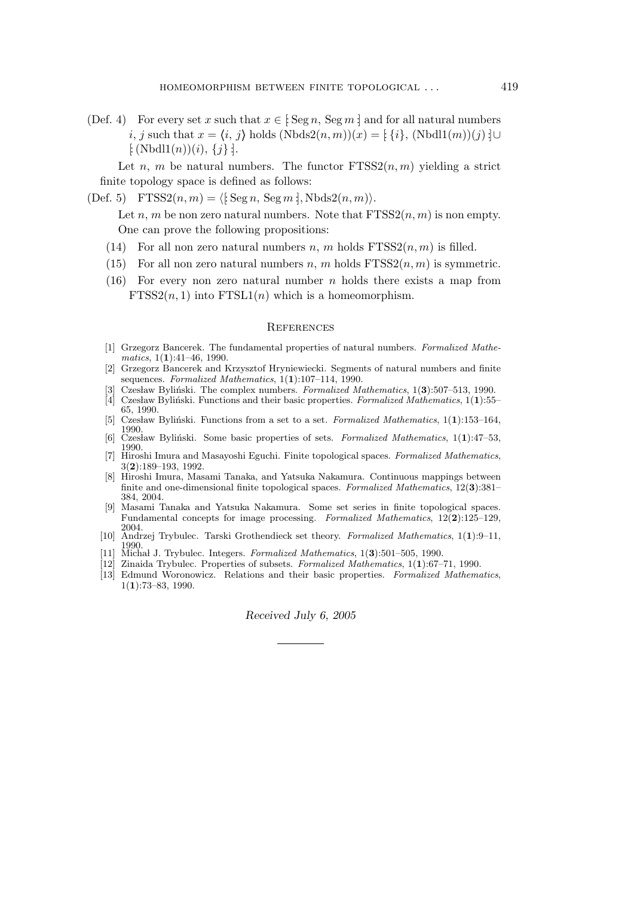(Def. 4) For every set $x$ such that $x \in [\!:\operatorname{Seg} n, \operatorname{Seg} m:\!]$ and for all natural numbers $i$, $j$ such that $x = \langle i, j \rangle$ holds $(\operatorname{Nbds2}(n, m))(x) = [\!:\{i\}, (\operatorname{Nbdl1}(m))(j):\!] \cup [\!:(\operatorname{Nbdl1}(n))(i), \{j\}:\!]$.

Let $n$, $m$ be natural numbers. The functor $\operatorname{FTSS2}(n, m)$ yielding a strict finite topology space is defined as follows:

(Def. 5) $\operatorname{FTSS2}(n, m) = \langle [\!:\operatorname{Seg} n, \operatorname{Seg} m:\!], \operatorname{Nbds2}(n, m) \rangle$.

Let $n$, $m$ be non zero natural numbers. Note that $\operatorname{FTSS2}(n, m)$ is non empty.

One can prove the following propositions:

(14) For all non zero natural numbers $n$, $m$ holds $\operatorname{FTSS2}(n, m)$ is filled.

(15) For all non zero natural numbers $n$, $m$ holds $\operatorname{FTSS2}(n, m)$ is symmetric.

(16) For every non zero natural number $n$ holds there exists a map from $\operatorname{FTSS2}(n, 1)$ into $\operatorname{FTSL1}(n)$ which is a homeomorphism.

## References

[1] Grzegorz Bancerek. The fundamental properties of natural numbers. *Formalized Mathematics*, 1(**1**):41–46, 1990.

[2] Grzegorz Bancerek and Krzysztof Hryniewiecki. Segments of natural numbers and finite sequences. *Formalized Mathematics*, 1(**1**):107–114, 1990.

[3] Czesław Byliński. The complex numbers. *Formalized Mathematics*, 1(**3**):507–513, 1990.

[4] Czesław Byliński. Functions and their basic properties. *Formalized Mathematics*, 1(**1**):55–65, 1990.

[5] Czesław Byliński. Functions from a set to a set. *Formalized Mathematics*, 1(**1**):153–164, 1990.

[6] Czesław Byliński. Some basic properties of sets. *Formalized Mathematics*, 1(**1**):47–53, 1990.

[7] Hiroshi Imura and Masayoshi Eguchi. Finite topological spaces. *Formalized Mathematics*, 3(**2**):189–193, 1992.

[8] Hiroshi Imura, Masami Tanaka, and Yatsuka Nakamura. Continuous mappings between finite and one-dimensional finite topological spaces. *Formalized Mathematics*, 12(**3**):381–384, 2004.

[9] Masami Tanaka and Yatsuka Nakamura. Some set series in finite topological spaces. Fundamental concepts for image processing. *Formalized Mathematics*, 12(**2**):125–129, 2004.

[10] Andrzej Trybulec. Tarski Grothendieck set theory. *Formalized Mathematics*, 1(**1**):9–11, 1990.

[11] Michał J. Trybulec. Integers. *Formalized Mathematics*, 1(**3**):501–505, 1990.

[12] Zinaida Trybulec. Properties of subsets. *Formalized Mathematics*, 1(**1**):67–71, 1990.

[13] Edmund Woronowicz. Relations and their basic properties. *Formalized Mathematics*, 1(**1**):73–83, 1990.

*Received July 6, 2005*